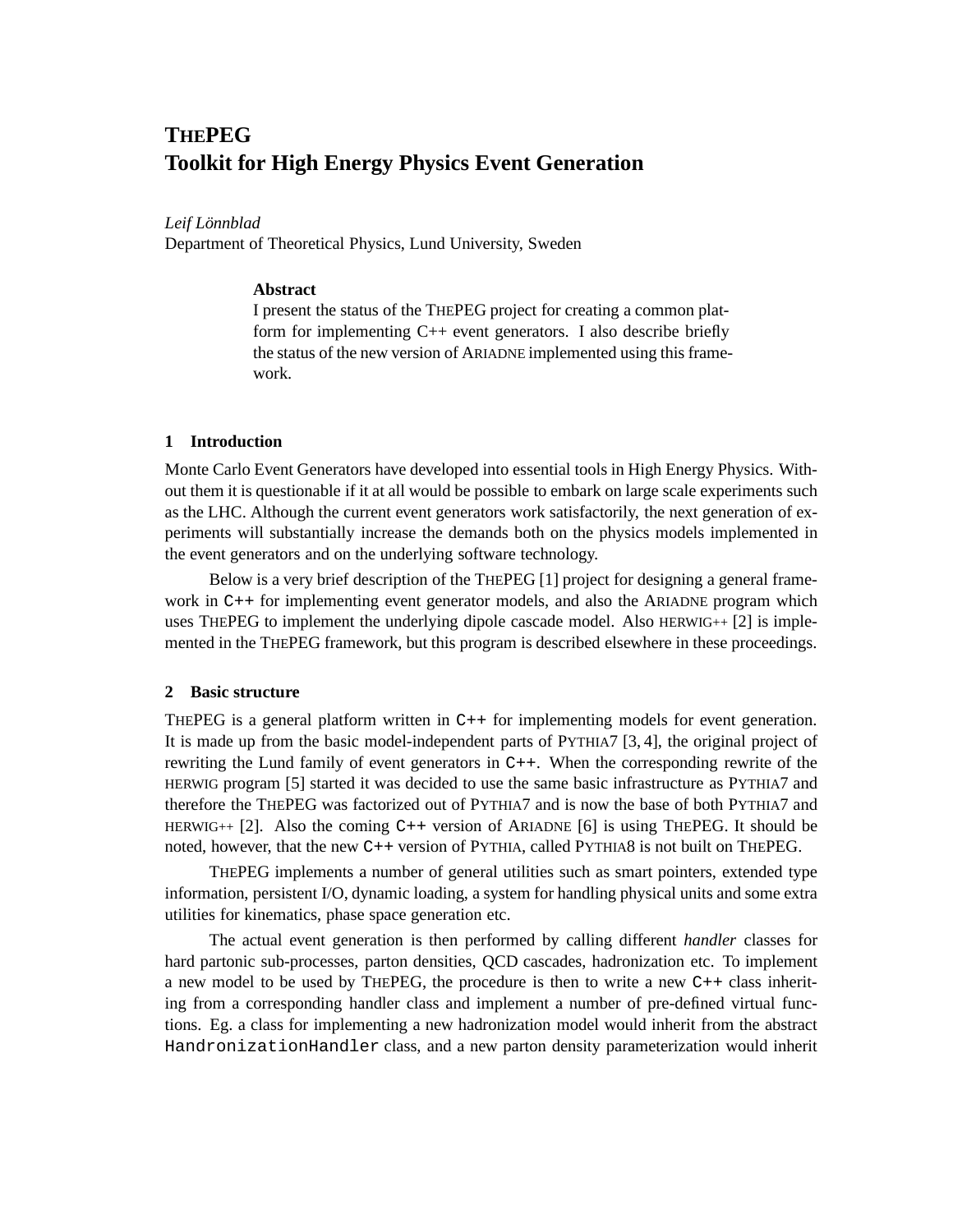# THEPEG
# Toolkit for High Energy Physics Event Generation

*Leif Lönnblad*
Department of Theoretical Physics, Lund University, Sweden

**Abstract**

I present the status of the THEPEG project for creating a common platform for implementing C++ event generators. I also describe briefly the status of the new version of ARIADNE implemented using this framework.

## 1 Introduction

Monte Carlo Event Generators have developed into essential tools in High Energy Physics. Without them it is questionable if it at all would be possible to embark on large scale experiments such as the LHC. Although the current event generators work satisfactorily, the next generation of experiments will substantially increase the demands both on the physics models implemented in the event generators and on the underlying software technology.

Below is a very brief description of the THEPEG [1] project for designing a general framework in `C++` for implementing event generator models, and also the ARIADNE program which uses THEPEG to implement the underlying dipole cascade model. Also HERWIG++ [2] is implemented in the THEPEG framework, but this program is described elsewhere in these proceedings.

## 2 Basic structure

THEPEG is a general platform written in `C++` for implementing models for event generation. It is made up from the basic model-independent parts of PYTHIA7 [3, 4], the original project of rewriting the Lund family of event generators in `C++`. When the corresponding rewrite of the HERWIG program [5] started it was decided to use the same basic infrastructure as PYTHIA7 and therefore the THEPEG was factorized out of PYTHIA7 and is now the base of both PYTHIA7 and HERWIG++ [2]. Also the coming `C++` version of ARIADNE [6] is using THEPEG. It should be noted, however, that the new `C++` version of PYTHIA, called PYTHIA8 is not built on THEPEG.

THEPEG implements a number of general utilities such as smart pointers, extended type information, persistent I/O, dynamic loading, a system for handling physical units and some extra utilities for kinematics, phase space generation etc.

The actual event generation is then performed by calling different *handler* classes for hard partonic sub-processes, parton densities, QCD cascades, hadronization etc. To implement a new model to be used by THEPEG, the procedure is then to write a new `C++` class inheriting from a corresponding handler class and implement a number of pre-defined virtual functions. Eg. a class for implementing a new hadronization model would inherit from the abstract `HandronizationHandler` class, and a new parton density parameterization would inherit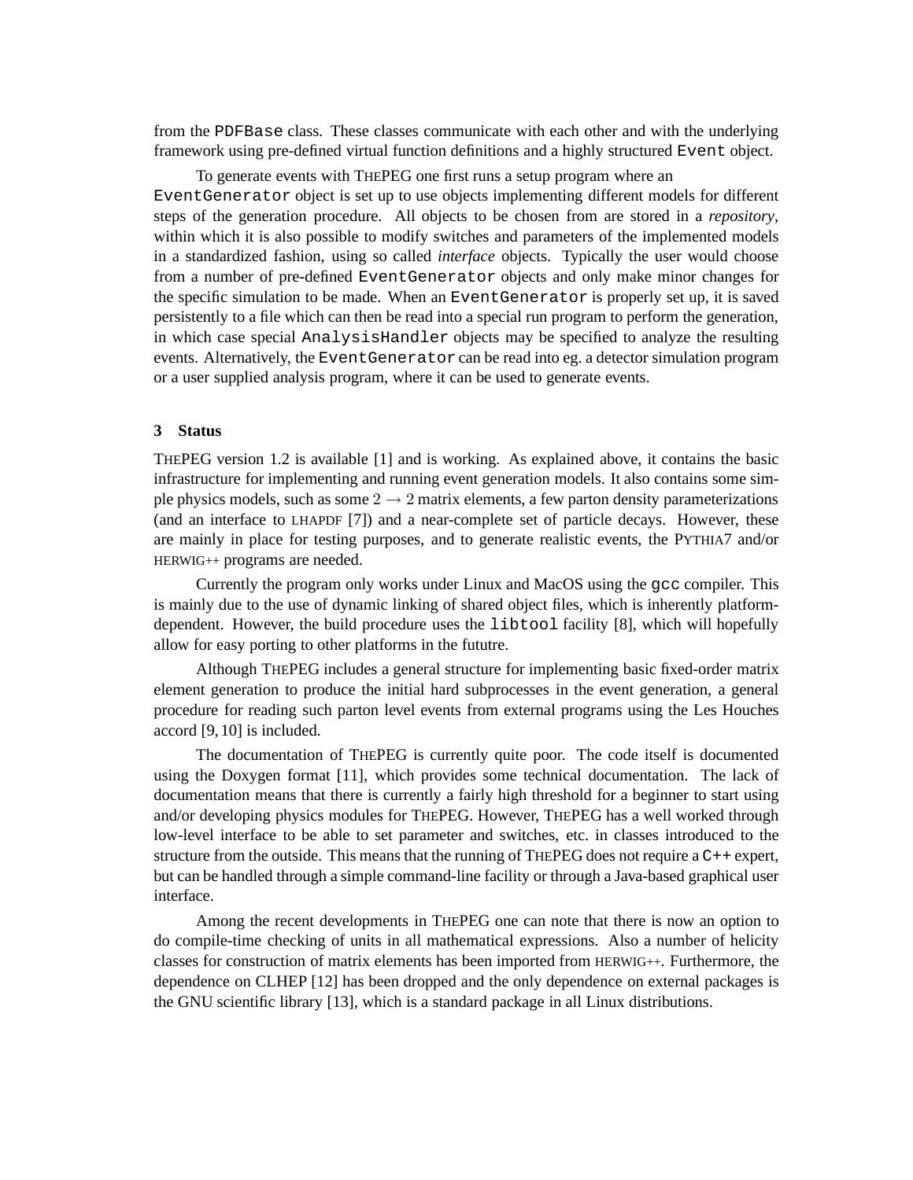from the `PDFBase` class. These classes communicate with each other and with the underlying framework using pre-defined virtual function definitions and a highly structured `Event` object.

To generate events with THEPEG one first runs a setup program where an `EventGenerator` object is set up to use objects implementing different models for different steps of the generation procedure. All objects to be chosen from are stored in a *repository*, within which it is also possible to modify switches and parameters of the implemented models in a standardized fashion, using so called *interface* objects. Typically the user would choose from a number of pre-defined `EventGenerator` objects and only make minor changes for the specific simulation to be made. When an `EventGenerator` is properly set up, it is saved persistently to a file which can then be read into a special run program to perform the generation, in which case special `AnalysisHandler` objects may be specified to analyze the resulting events. Alternatively, the `EventGenerator` can be read into eg. a detector simulation program or a user supplied analysis program, where it can be used to generate events.

### 3 Status

THEPEG version 1.2 is available [1] and is working. As explained above, it contains the basic infrastructure for implementing and running event generation models. It also contains some simple physics models, such as some $2 \to 2$ matrix elements, a few parton density parameterizations (and an interface to LHAPDF [7]) and a near-complete set of particle decays. However, these are mainly in place for testing purposes, and to generate realistic events, the PYTHIA7 and/or HERWIG++ programs are needed.

Currently the program only works under Linux and MacOS using the `gcc` compiler. This is mainly due to the use of dynamic linking of shared object files, which is inherently platform-dependent. However, the build procedure uses the `libtool` facility [8], which will hopefully allow for easy porting to other platforms in the fututre.

Although THEPEG includes a general structure for implementing basic fixed-order matrix element generation to produce the initial hard subprocesses in the event generation, a general procedure for reading such parton level events from external programs using the Les Houches accord [9, 10] is included.

The documentation of THEPEG is currently quite poor. The code itself is documented using the Doxygen format [11], which provides some technical documentation. The lack of documentation means that there is currently a fairly high threshold for a beginner to start using and/or developing physics modules for THEPEG. However, THEPEG has a well worked through low-level interface to be able to set parameter and switches, etc. in classes introduced to the structure from the outside. This means that the running of THEPEG does not require a `C++` expert, but can be handled through a simple command-line facility or through a Java-based graphical user interface.

Among the recent developments in THEPEG one can note that there is now an option to do compile-time checking of units in all mathematical expressions. Also a number of helicity classes for construction of matrix elements has been imported from HERWIG++. Furthermore, the dependence on CLHEP [12] has been dropped and the only dependence on external packages is the GNU scientific library [13], which is a standard package in all Linux distributions.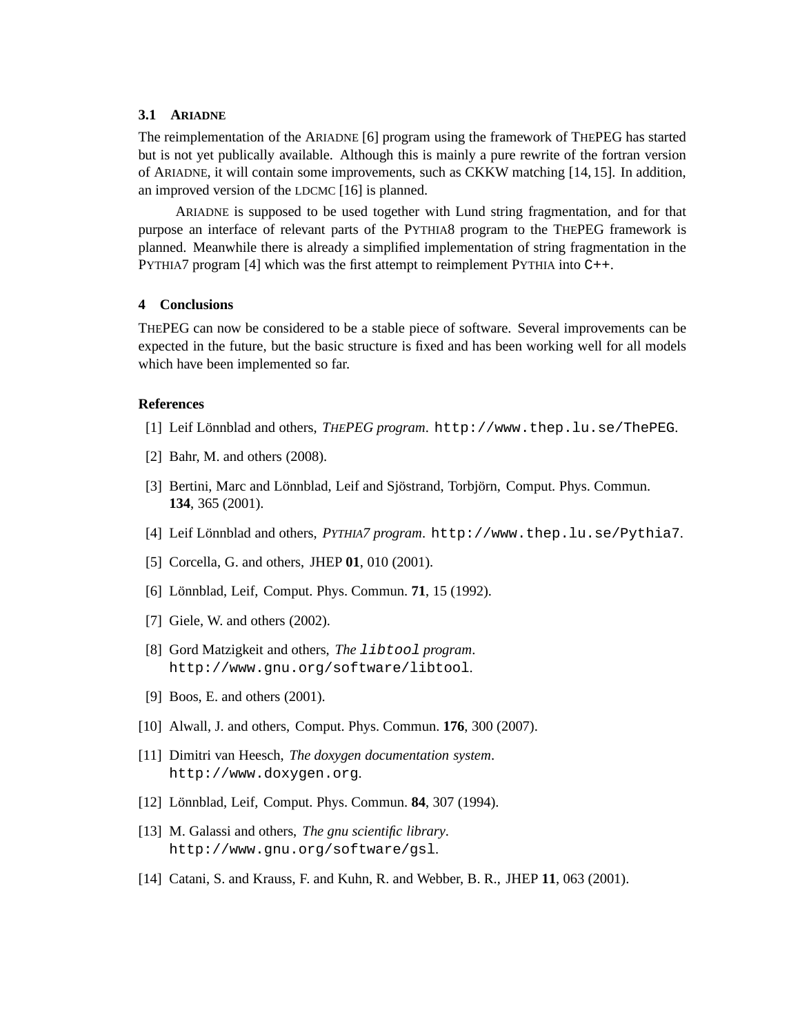### 3.1 ARIADNE

The reimplementation of the ARIADNE [6] program using the framework of THEPEG has started but is not yet publically available. Although this is mainly a pure rewrite of the fortran version of ARIADNE, it will contain some improvements, such as CKKW matching [14, 15]. In addition, an improved version of the LDCMC [16] is planned.

ARIADNE is supposed to be used together with Lund string fragmentation, and for that purpose an interface of relevant parts of the PYTHIA8 program to the THEPEG framework is planned. Meanwhile there is already a simplified implementation of string fragmentation in the PYTHIA7 program [4] which was the first attempt to reimplement PYTHIA into `C++`.

## 4 Conclusions

THEPEG can now be considered to be a stable piece of software. Several improvements can be expected in the future, but the basic structure is fixed and has been working well for all models which have been implemented so far.

### References

[1] Leif Lönnblad and others, *THEPEG program*. `http://www.thep.lu.se/ThePEG`.

[2] Bahr, M. and others (2008).

[3] Bertini, Marc and Lönnblad, Leif and Sjöstrand, Torbjörn, Comput. Phys. Commun. **134**, 365 (2001).

[4] Leif Lönnblad and others, *PYTHIA7 program*. `http://www.thep.lu.se/Pythia7`.

[5] Corcella, G. and others, JHEP **01**, 010 (2001).

[6] Lönnblad, Leif, Comput. Phys. Commun. **71**, 15 (1992).

[7] Giele, W. and others (2002).

[8] Gord Matzigkeit and others, *The `libtool` program*. `http://www.gnu.org/software/libtool`.

[9] Boos, E. and others (2001).

[10] Alwall, J. and others, Comput. Phys. Commun. **176**, 300 (2007).

[11] Dimitri van Heesch, *The doxygen documentation system*. `http://www.doxygen.org`.

[12] Lönnblad, Leif, Comput. Phys. Commun. **84**, 307 (1994).

[13] M. Galassi and others, *The gnu scientific library*. `http://www.gnu.org/software/gsl`.

[14] Catani, S. and Krauss, F. and Kuhn, R. and Webber, B. R., JHEP **11**, 063 (2001).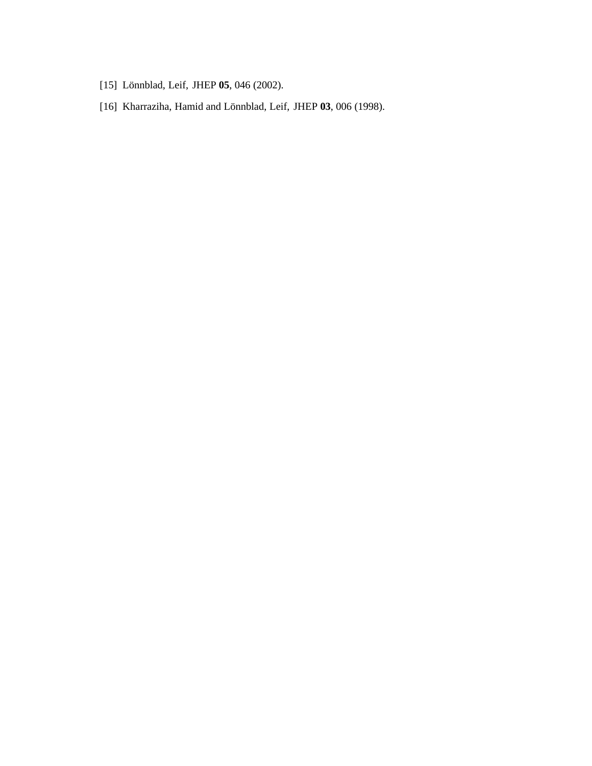[15] Lönnblad, Leif, JHEP **05**, 046 (2002).

[16] Kharraziha, Hamid and Lönnblad, Leif, JHEP **03**, 006 (1998).